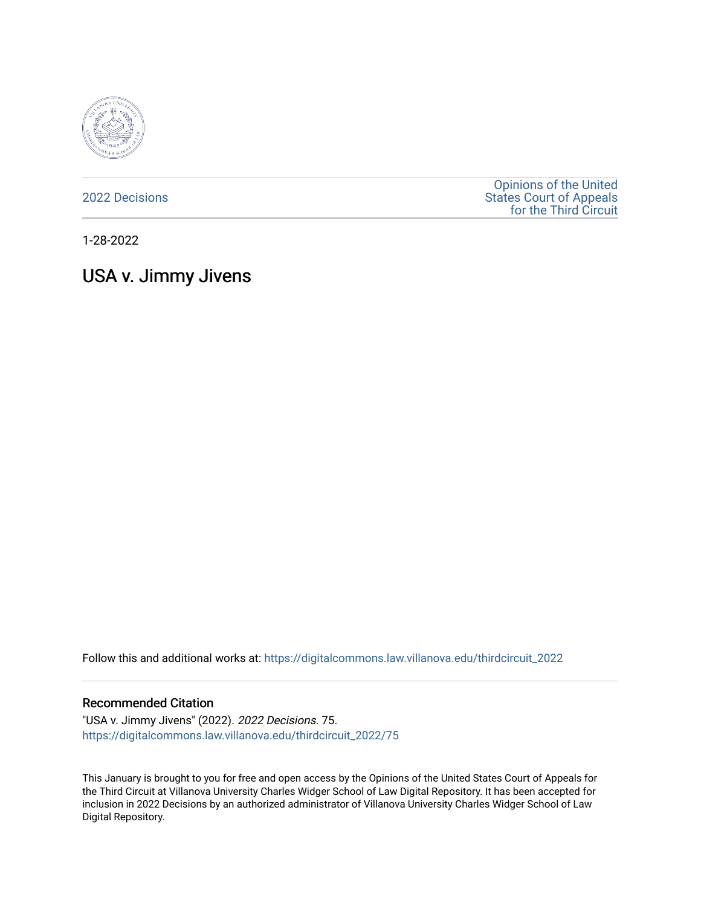2022 Decisions

Opinions of the United States Court of Appeals for the Third Circuit

1-28-2022

# USA v. Jimmy Jivens

Follow this and additional works at: https://digitalcommons.law.villanova.edu/thirdcircuit_2022

## Recommended Citation

"USA v. Jimmy Jivens" (2022). *2022 Decisions*. 75.
https://digitalcommons.law.villanova.edu/thirdcircuit_2022/75

This January is brought to you for free and open access by the Opinions of the United States Court of Appeals for the Third Circuit at Villanova University Charles Widger School of Law Digital Repository. It has been accepted for inclusion in 2022 Decisions by an authorized administrator of Villanova University Charles Widger School of Law Digital Repository.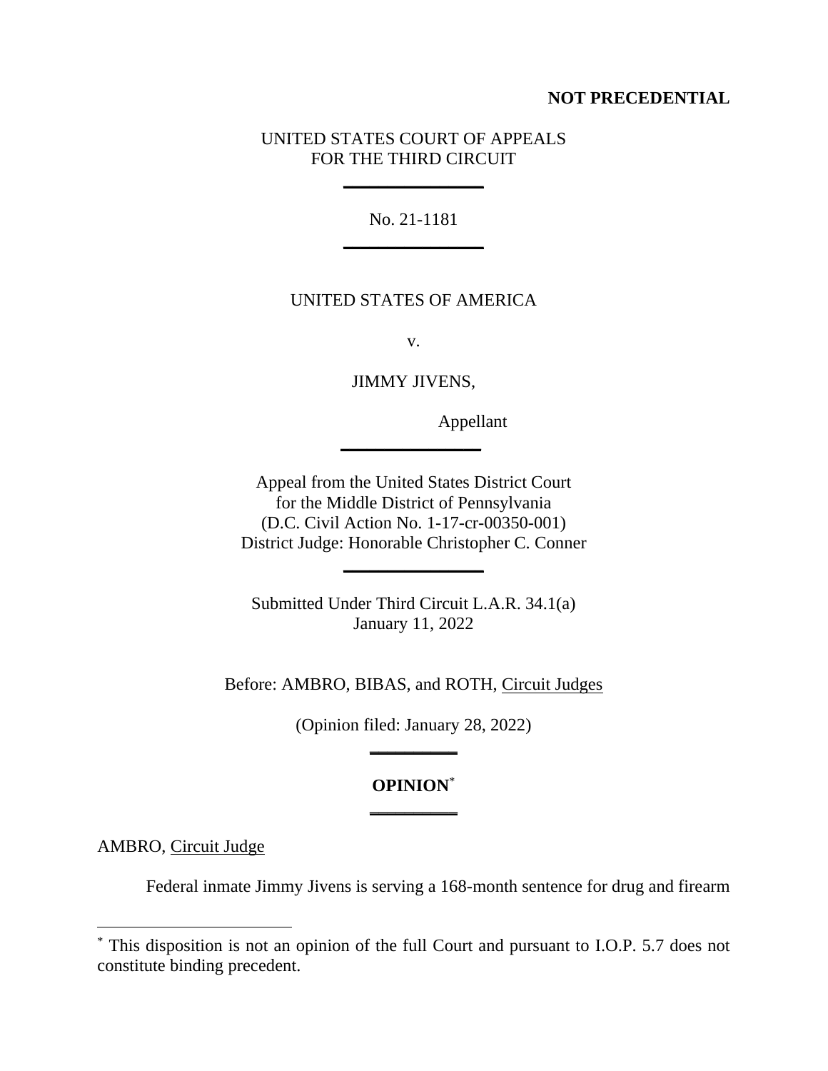**NOT PRECEDENTIAL**

UNITED STATES COURT OF APPEALS
FOR THE THIRD CIRCUIT

---

No. 21-1181

---

UNITED STATES OF AMERICA

v.

JIMMY JIVENS,

Appellant

---

Appeal from the United States District Court
for the Middle District of Pennsylvania
(D.C. Civil Action No. 1-17-cr-00350-001)
District Judge: Honorable Christopher C. Conner

---

Submitted Under Third Circuit L.A.R. 34.1(a)
January 11, 2022

Before: AMBRO, BIBAS, and ROTH, Circuit Judges

(Opinion filed: January 28, 2022)

---

**OPINION**[*]

---

AMBRO, Circuit Judge

Federal inmate Jimmy Jivens is serving a 168-month sentence for drug and firearm

[*] This disposition is not an opinion of the full Court and pursuant to I.O.P. 5.7 does not constitute binding precedent.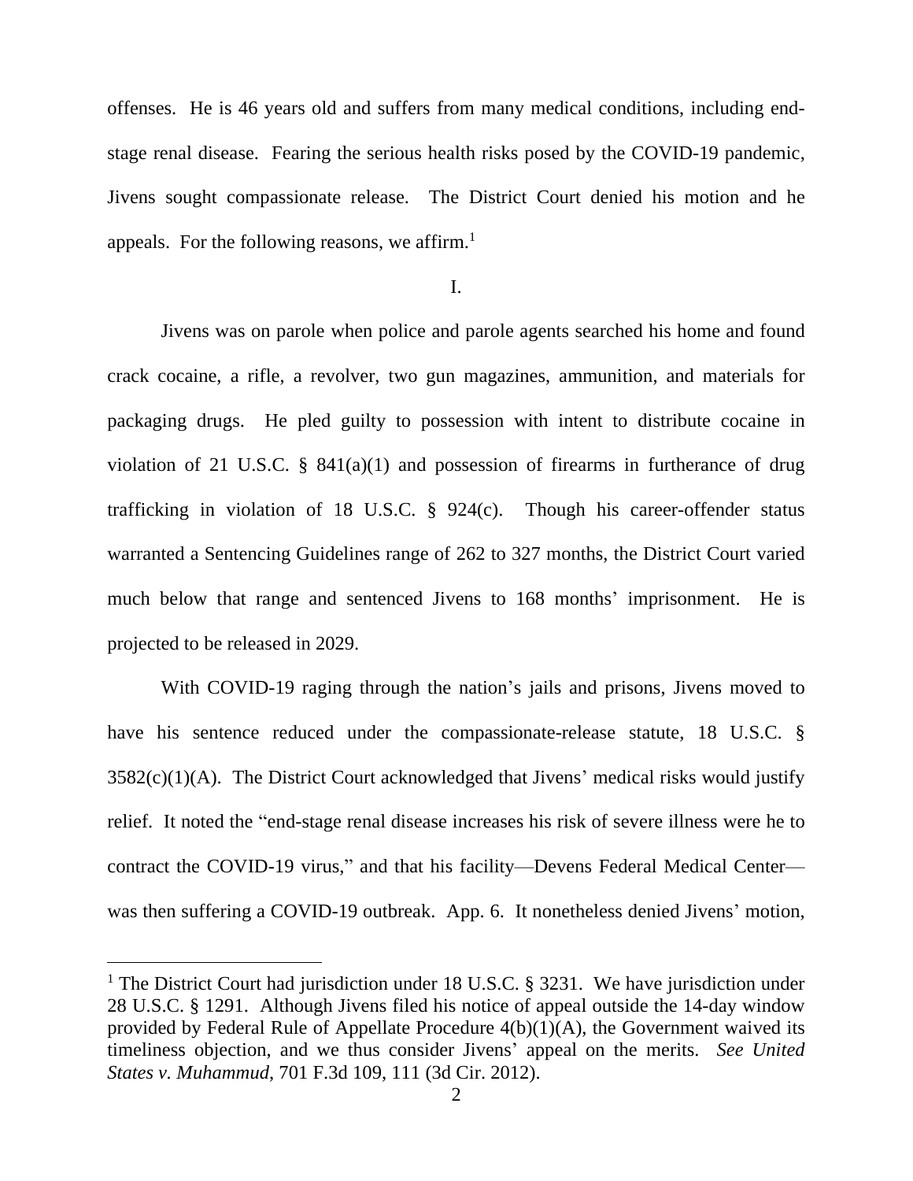offenses. He is 46 years old and suffers from many medical conditions, including end-stage renal disease. Fearing the serious health risks posed by the COVID-19 pandemic, Jivens sought compassionate release. The District Court denied his motion and he appeals. For the following reasons, we affirm.[1]

I.

Jivens was on parole when police and parole agents searched his home and found crack cocaine, a rifle, a revolver, two gun magazines, ammunition, and materials for packaging drugs. He pled guilty to possession with intent to distribute cocaine in violation of 21 U.S.C. § 841(a)(1) and possession of firearms in furtherance of drug trafficking in violation of 18 U.S.C. § 924(c). Though his career-offender status warranted a Sentencing Guidelines range of 262 to 327 months, the District Court varied much below that range and sentenced Jivens to 168 months' imprisonment. He is projected to be released in 2029.

With COVID-19 raging through the nation's jails and prisons, Jivens moved to have his sentence reduced under the compassionate-release statute, 18 U.S.C. § 3582(c)(1)(A). The District Court acknowledged that Jivens' medical risks would justify relief. It noted the "end-stage renal disease increases his risk of severe illness were he to contract the COVID-19 virus," and that his facility—Devens Federal Medical Center—was then suffering a COVID-19 outbreak. App. 6. It nonetheless denied Jivens' motion,

---

[1] The District Court had jurisdiction under 18 U.S.C. § 3231. We have jurisdiction under 28 U.S.C. § 1291. Although Jivens filed his notice of appeal outside the 14-day window provided by Federal Rule of Appellate Procedure 4(b)(1)(A), the Government waived its timeliness objection, and we thus consider Jivens' appeal on the merits. *See United States v. Muhammud*, 701 F.3d 109, 111 (3d Cir. 2012).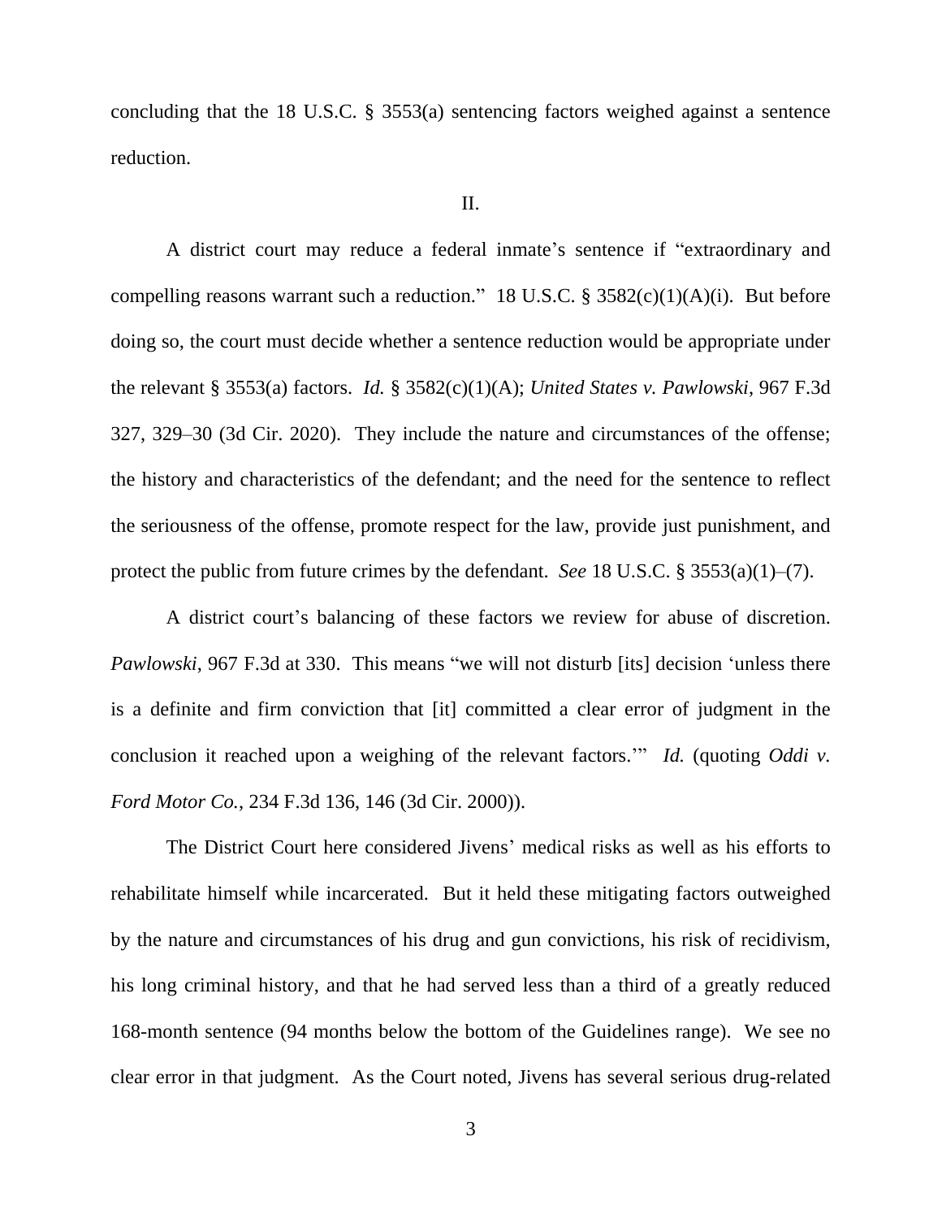concluding that the 18 U.S.C. § 3553(a) sentencing factors weighed against a sentence reduction.

II.

A district court may reduce a federal inmate's sentence if "extraordinary and compelling reasons warrant such a reduction." 18 U.S.C. § 3582(c)(1)(A)(i). But before doing so, the court must decide whether a sentence reduction would be appropriate under the relevant § 3553(a) factors. *Id.* § 3582(c)(1)(A); *United States v. Pawlowski*, 967 F.3d 327, 329–30 (3d Cir. 2020). They include the nature and circumstances of the offense; the history and characteristics of the defendant; and the need for the sentence to reflect the seriousness of the offense, promote respect for the law, provide just punishment, and protect the public from future crimes by the defendant. *See* 18 U.S.C. § 3553(a)(1)–(7).

A district court's balancing of these factors we review for abuse of discretion. *Pawlowski*, 967 F.3d at 330. This means "we will not disturb [its] decision 'unless there is a definite and firm conviction that [it] committed a clear error of judgment in the conclusion it reached upon a weighing of the relevant factors.'" *Id.* (quoting *Oddi v. Ford Motor Co.*, 234 F.3d 136, 146 (3d Cir. 2000)).

The District Court here considered Jivens' medical risks as well as his efforts to rehabilitate himself while incarcerated. But it held these mitigating factors outweighed by the nature and circumstances of his drug and gun convictions, his risk of recidivism, his long criminal history, and that he had served less than a third of a greatly reduced 168-month sentence (94 months below the bottom of the Guidelines range). We see no clear error in that judgment. As the Court noted, Jivens has several serious drug-related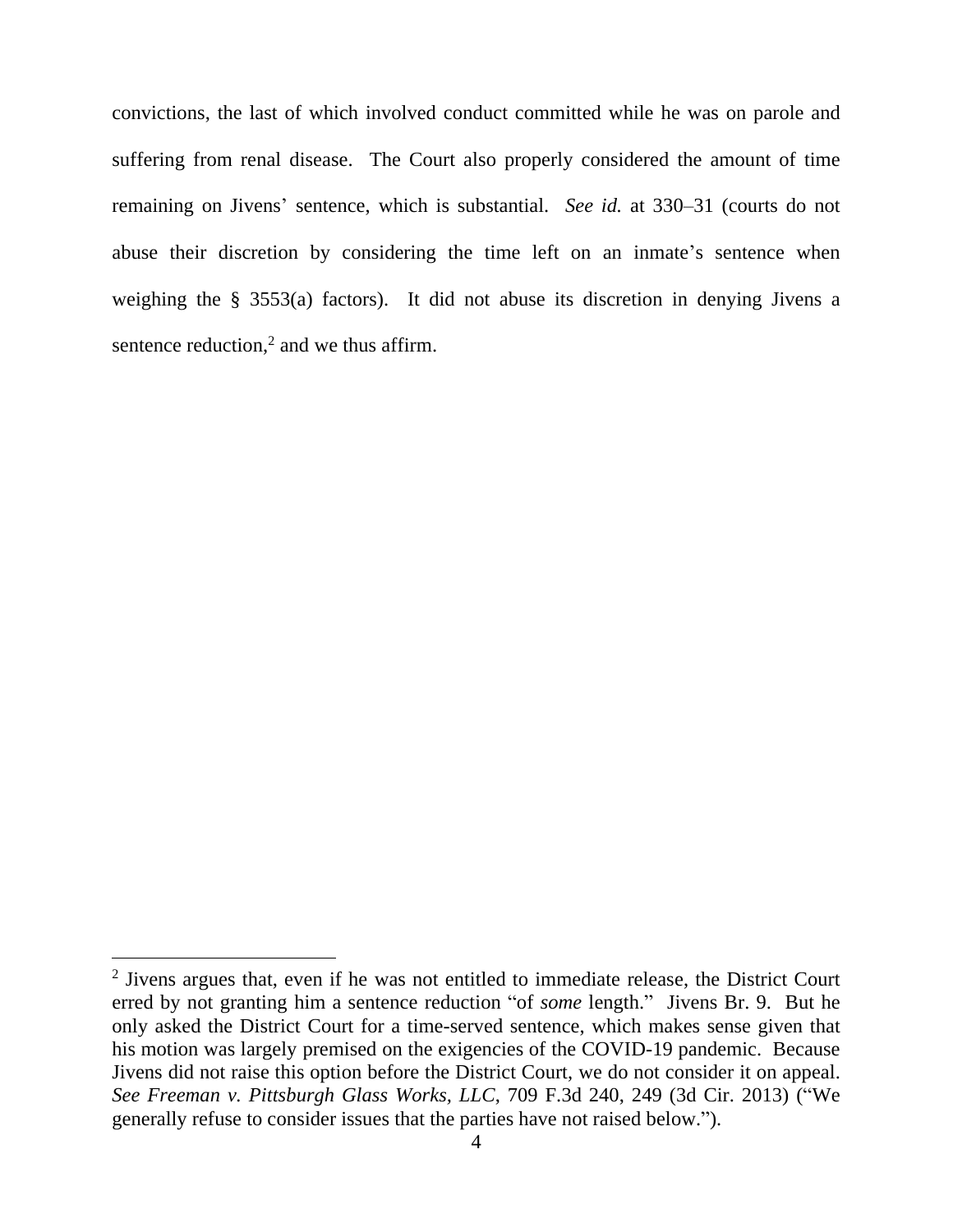convictions, the last of which involved conduct committed while he was on parole and suffering from renal disease. The Court also properly considered the amount of time remaining on Jivens' sentence, which is substantial. *See id.* at 330–31 (courts do not abuse their discretion by considering the time left on an inmate's sentence when weighing the § 3553(a) factors). It did not abuse its discretion in denying Jivens a sentence reduction,[2] and we thus affirm.

---

[2] Jivens argues that, even if he was not entitled to immediate release, the District Court erred by not granting him a sentence reduction "of *some* length." Jivens Br. 9. But he only asked the District Court for a time-served sentence, which makes sense given that his motion was largely premised on the exigencies of the COVID-19 pandemic. Because Jivens did not raise this option before the District Court, we do not consider it on appeal. *See Freeman v. Pittsburgh Glass Works, LLC*, 709 F.3d 240, 249 (3d Cir. 2013) ("We generally refuse to consider issues that the parties have not raised below.").